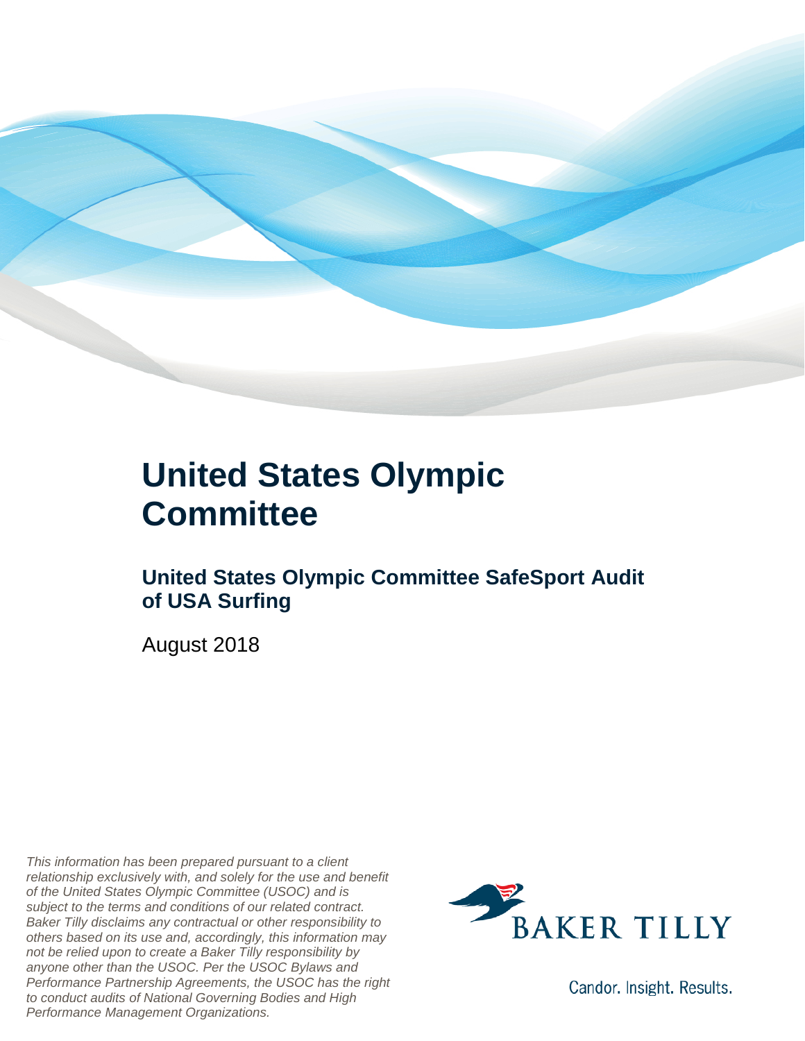# United States Olympic Committee

## United States Olympic Committee SafeSport Audit of USA Surfing

August 2018

*This information has been prepared pursuant to a client relationship exclusively with, and solely for the use and benefit of the United States Olympic Committee (USOC) and is subject to the terms and conditions of our related contract. Baker Tilly disclaims any contractual or other responsibility to others based on its use and, accordingly, this information may not be relied upon to create a Baker Tilly responsibility by anyone other than the USOC. Per the USOC Bylaws and Performance Partnership Agreements, the USOC has the right to conduct audits of National Governing Bodies and High Performance Management Organizations.*

BAKER TILLY

Candor. Insight. Results.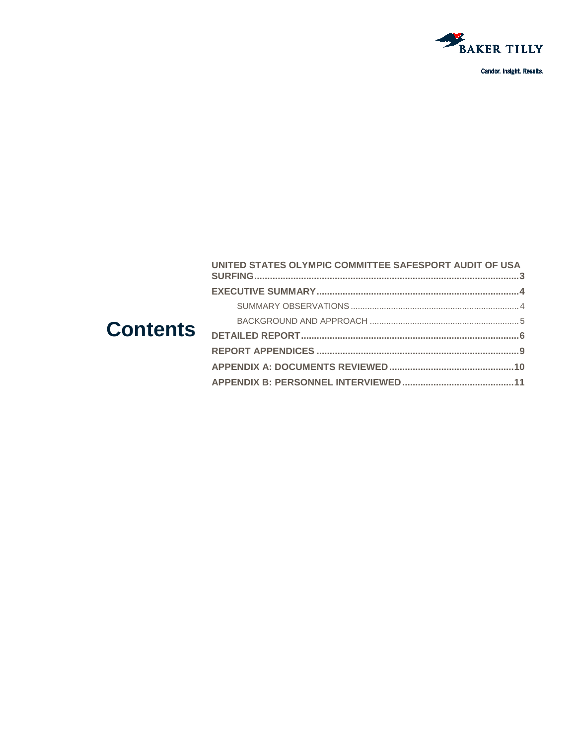# Contents

- **UNITED STATES OLYMPIC COMMITTEE SAFESPORT AUDIT OF USA SURFING** ........ 3
- **EXECUTIVE SUMMARY** ........ 4
  - SUMMARY OBSERVATIONS ........ 4
  - BACKGROUND AND APPROACH ........ 5
- **DETAILED REPORT** ........ 6
- **REPORT APPENDICES** ........ 9
- **APPENDIX A: DOCUMENTS REVIEWED** ........ 10
- **APPENDIX B: PERSONNEL INTERVIEWED** ........ 11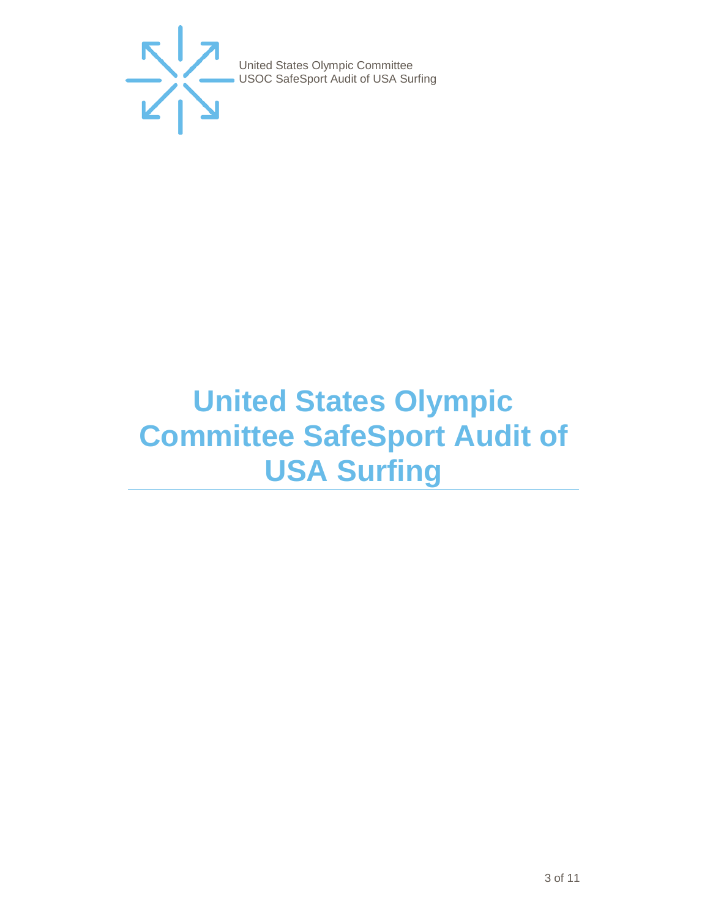# United States Olympic Committee SafeSport Audit of USA Surfing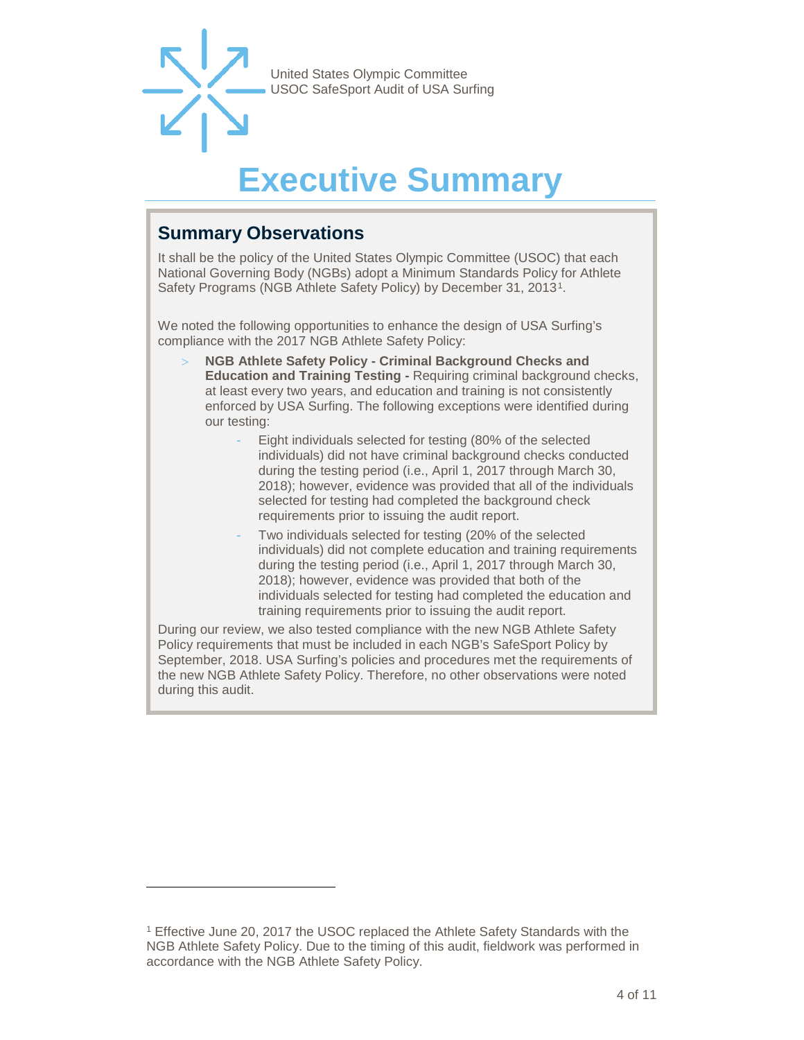# Executive Summary

## Summary Observations

It shall be the policy of the United States Olympic Committee (USOC) that each National Governing Body (NGBs) adopt a Minimum Standards Policy for Athlete Safety Programs (NGB Athlete Safety Policy) by December 31, 2013[1].

We noted the following opportunities to enhance the design of USA Surfing's compliance with the 2017 NGB Athlete Safety Policy:

- **NGB Athlete Safety Policy - Criminal Background Checks and Education and Training Testing -** Requiring criminal background checks, at least every two years, and education and training is not consistently enforced by USA Surfing. The following exceptions were identified during our testing:
  - Eight individuals selected for testing (80% of the selected individuals) did not have criminal background checks conducted during the testing period (i.e., April 1, 2017 through March 30, 2018); however, evidence was provided that all of the individuals selected for testing had completed the background check requirements prior to issuing the audit report.
  - Two individuals selected for testing (20% of the selected individuals) did not complete education and training requirements during the testing period (i.e., April 1, 2017 through March 30, 2018); however, evidence was provided that both of the individuals selected for testing had completed the education and training requirements prior to issuing the audit report.

During our review, we also tested compliance with the new NGB Athlete Safety Policy requirements that must be included in each NGB's SafeSport Policy by September, 2018. USA Surfing's policies and procedures met the requirements of the new NGB Athlete Safety Policy. Therefore, no other observations were noted during this audit.

---

[1] Effective June 20, 2017 the USOC replaced the Athlete Safety Standards with the NGB Athlete Safety Policy. Due to the timing of this audit, fieldwork was performed in accordance with the NGB Athlete Safety Policy.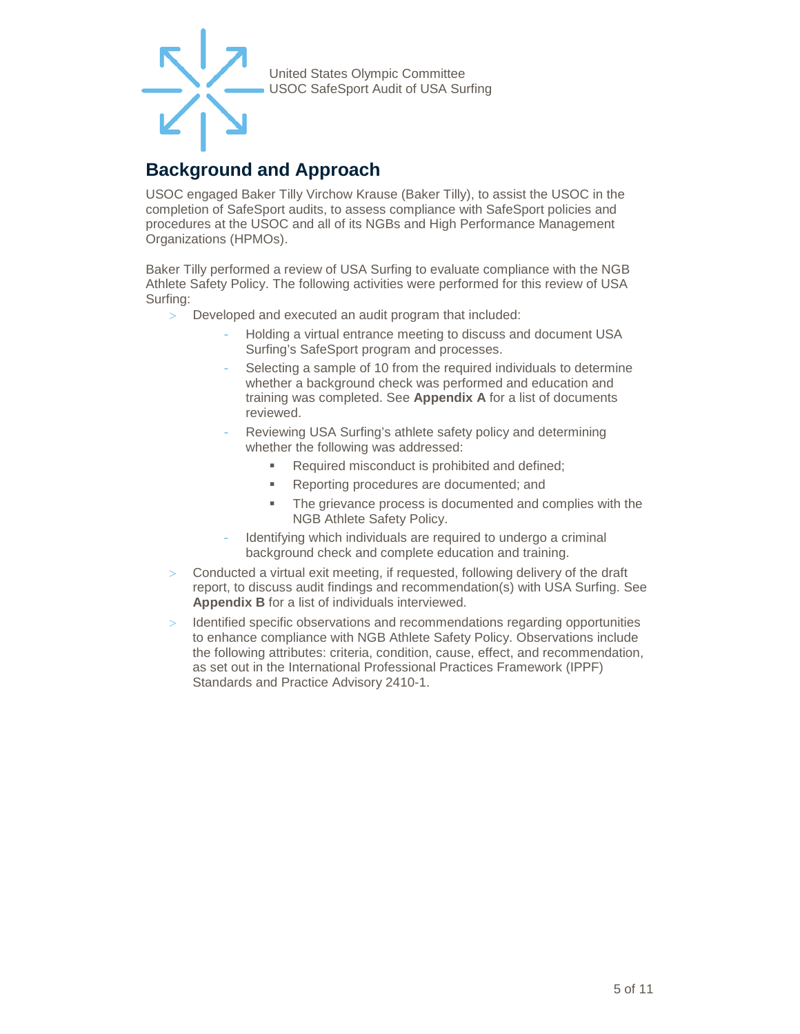## Background and Approach

USOC engaged Baker Tilly Virchow Krause (Baker Tilly), to assist the USOC in the completion of SafeSport audits, to assess compliance with SafeSport policies and procedures at the USOC and all of its NGBs and High Performance Management Organizations (HPMOs).

Baker Tilly performed a review of USA Surfing to evaluate compliance with the NGB Athlete Safety Policy. The following activities were performed for this review of USA Surfing:

- Developed and executed an audit program that included:
  - Holding a virtual entrance meeting to discuss and document USA Surfing's SafeSport program and processes.
  - Selecting a sample of 10 from the required individuals to determine whether a background check was performed and education and training was completed. See **Appendix A** for a list of documents reviewed.
  - Reviewing USA Surfing's athlete safety policy and determining whether the following was addressed:
    - Required misconduct is prohibited and defined;
    - Reporting procedures are documented; and
    - The grievance process is documented and complies with the NGB Athlete Safety Policy.
  - Identifying which individuals are required to undergo a criminal background check and complete education and training.
- Conducted a virtual exit meeting, if requested, following delivery of the draft report, to discuss audit findings and recommendation(s) with USA Surfing. See **Appendix B** for a list of individuals interviewed.
- Identified specific observations and recommendations regarding opportunities to enhance compliance with NGB Athlete Safety Policy. Observations include the following attributes: criteria, condition, cause, effect, and recommendation, as set out in the International Professional Practices Framework (IPPF) Standards and Practice Advisory 2410-1.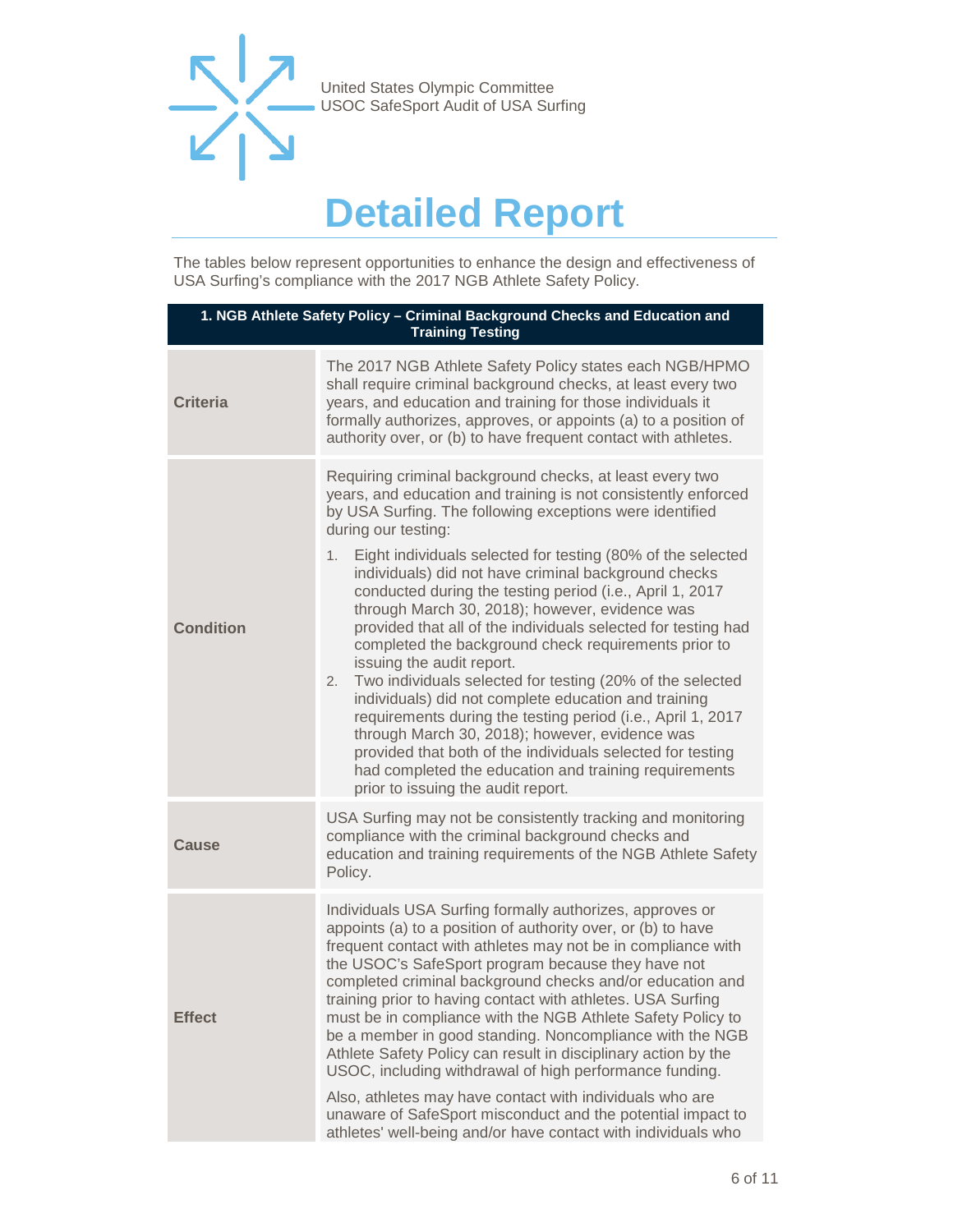United States Olympic Committee
USOC SafeSport Audit of USA Surfing

# Detailed Report

The tables below represent opportunities to enhance the design and effectiveness of USA Surfing's compliance with the 2017 NGB Athlete Safety Policy.

| 1. NGB Athlete Safety Policy – Criminal Background Checks and Education and Training Testing | |
|---|---|
| **Criteria** | The 2017 NGB Athlete Safety Policy states each NGB/HPMO shall require criminal background checks, at least every two years, and education and training for those individuals it formally authorizes, approves, or appoints (a) to a position of authority over, or (b) to have frequent contact with athletes. |
| **Condition** | Requiring criminal background checks, at least every two years, and education and training is not consistently enforced by USA Surfing. The following exceptions were identified during our testing:<br>1. Eight individuals selected for testing (80% of the selected individuals) did not have criminal background checks conducted during the testing period (i.e., April 1, 2017 through March 30, 2018); however, evidence was provided that all of the individuals selected for testing had completed the background check requirements prior to issuing the audit report.<br>2. Two individuals selected for testing (20% of the selected individuals) did not complete education and training requirements during the testing period (i.e., April 1, 2017 through March 30, 2018); however, evidence was provided that both of the individuals selected for testing had completed the education and training requirements prior to issuing the audit report. |
| **Cause** | USA Surfing may not be consistently tracking and monitoring compliance with the criminal background checks and education and training requirements of the NGB Athlete Safety Policy. |
| **Effect** | Individuals USA Surfing formally authorizes, approves or appoints (a) to a position of authority over, or (b) to have frequent contact with athletes may not be in compliance with the USOC's SafeSport program because they have not completed criminal background checks and/or education and training prior to having contact with athletes. USA Surfing must be in compliance with the NGB Athlete Safety Policy to be a member in good standing. Noncompliance with the NGB Athlete Safety Policy can result in disciplinary action by the USOC, including withdrawal of high performance funding.<br><br>Also, athletes may have contact with individuals who are unaware of SafeSport misconduct and the potential impact to athletes' well-being and/or have contact with individuals who |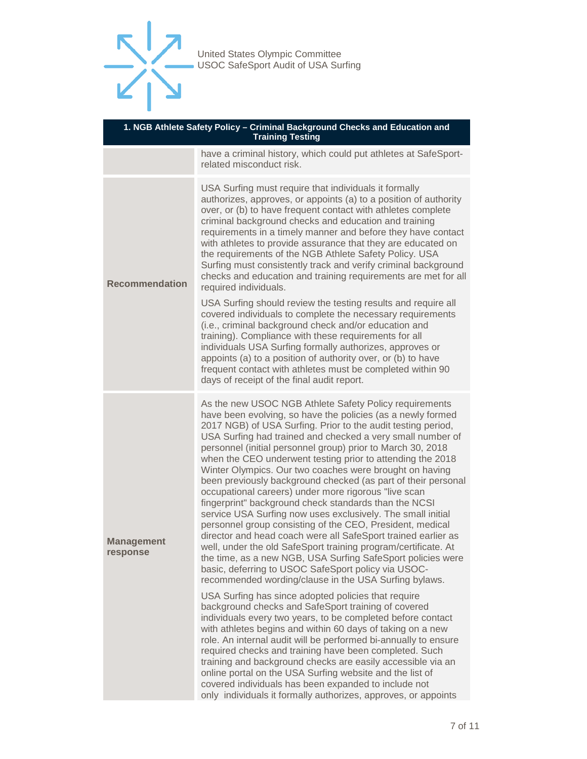| 1. NGB Athlete Safety Policy – Criminal Background Checks and Education and Training Testing | |
|---|---|
| | have a criminal history, which could put athletes at SafeSport-related misconduct risk. |
| **Recommendation** | USA Surfing must require that individuals it formally authorizes, approves, or appoints (a) to a position of authority over, or (b) to have frequent contact with athletes complete criminal background checks and education and training requirements in a timely manner and before they have contact with athletes to provide assurance that they are educated on the requirements of the NGB Athlete Safety Policy. USA Surfing must consistently track and verify criminal background checks and education and training requirements are met for all required individuals.<br><br>USA Surfing should review the testing results and require all covered individuals to complete the necessary requirements (i.e., criminal background check and/or education and training). Compliance with these requirements for all individuals USA Surfing formally authorizes, approves or appoints (a) to a position of authority over, or (b) to have frequent contact with athletes must be completed within 90 days of receipt of the final audit report. |
| **Management response** | As the new USOC NGB Athlete Safety Policy requirements have been evolving, so have the policies (as a newly formed 2017 NGB) of USA Surfing. Prior to the audit testing period, USA Surfing had trained and checked a very small number of personnel (initial personnel group) prior to March 30, 2018 when the CEO underwent testing prior to attending the 2018 Winter Olympics. Our two coaches were brought on having been previously background checked (as part of their personal occupational careers) under more rigorous "live scan fingerprint" background check standards than the NCSI service USA Surfing now uses exclusively. The small initial personnel group consisting of the CEO, President, medical director and head coach were all SafeSport trained earlier as well, under the old SafeSport training program/certificate. At the time, as a new NGB, USA Surfing SafeSport policies were basic, deferring to USOC SafeSport policy via USOC-recommended wording/clause in the USA Surfing bylaws.<br><br>USA Surfing has since adopted policies that require background checks and SafeSport training of covered individuals every two years, to be completed before contact with athletes begins and within 60 days of taking on a new role. An internal audit will be performed bi-annually to ensure required checks and training have been completed. Such training and background checks are easily accessible via an online portal on the USA Surfing website and the list of covered individuals has been expanded to include not only individuals it formally authorizes, approves, or appoints |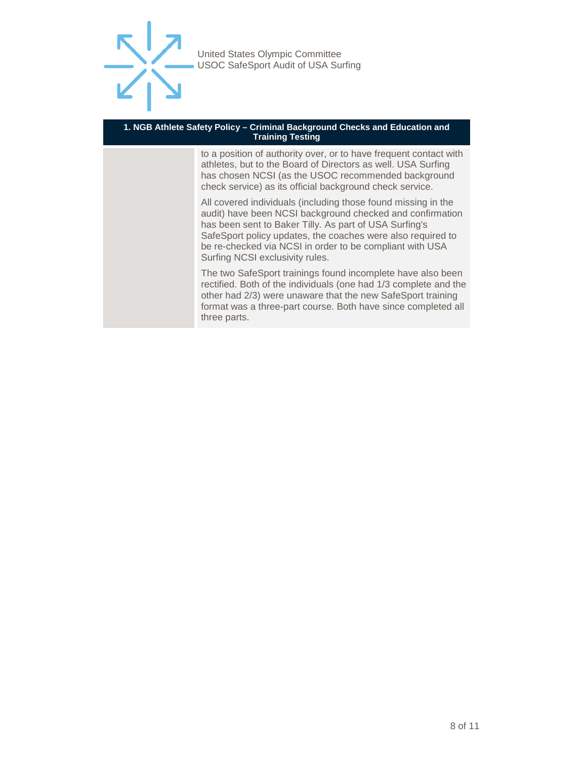| 1. NGB Athlete Safety Policy – Criminal Background Checks and Education and Training Testing | |
| --- | --- |
| | to a position of authority over, or to have frequent contact with athletes, but to the Board of Directors as well. USA Surfing has chosen NCSI (as the USOC recommended background check service) as its official background check service.<br><br>All covered individuals (including those found missing in the audit) have been NCSI background checked and confirmation has been sent to Baker Tilly. As part of USA Surfing's SafeSport policy updates, the coaches were also required to be re-checked via NCSI in order to be compliant with USA Surfing NCSI exclusivity rules.<br><br>The two SafeSport trainings found incomplete have also been rectified. Both of the individuals (one had 1/3 complete and the other had 2/3) were unaware that the new SafeSport training format was a three-part course. Both have since completed all three parts. |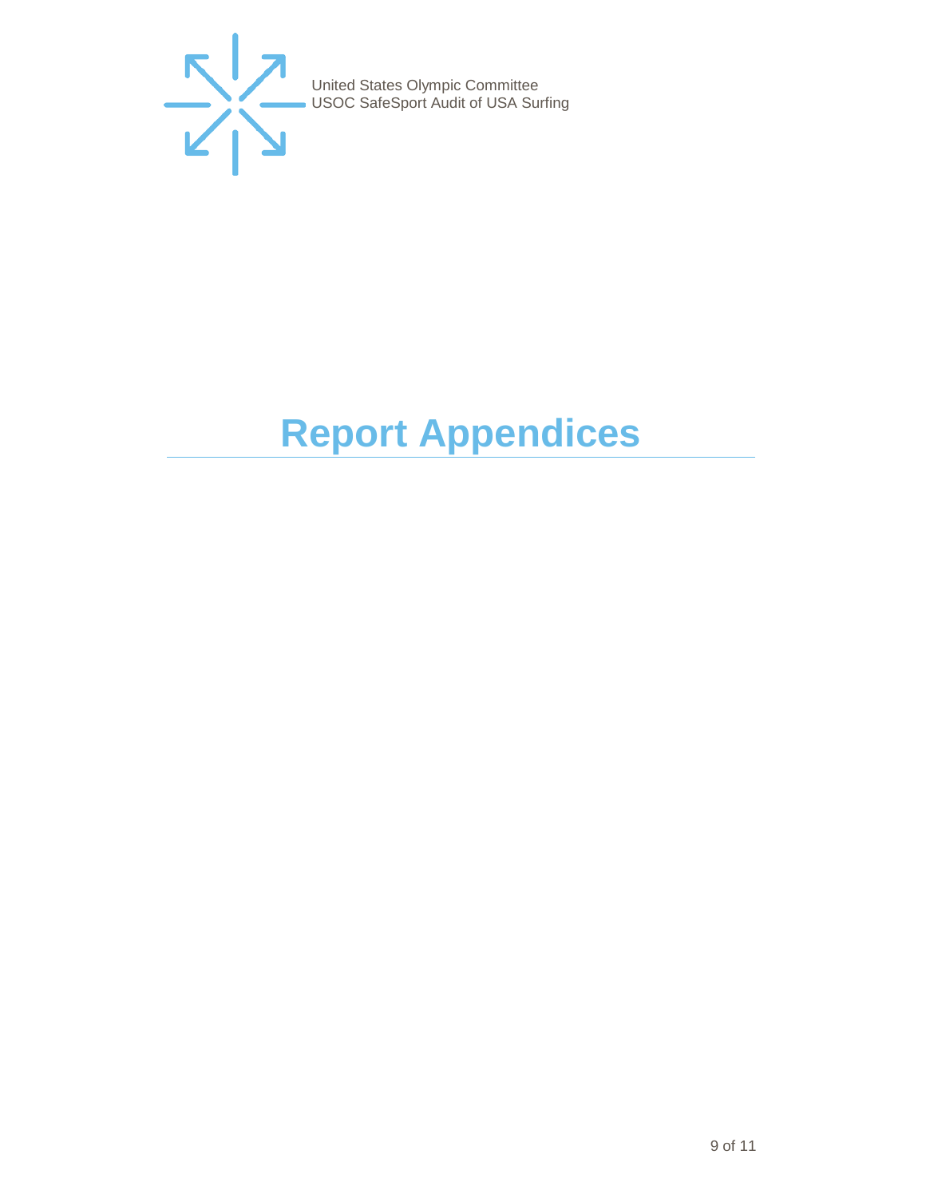# Report Appendices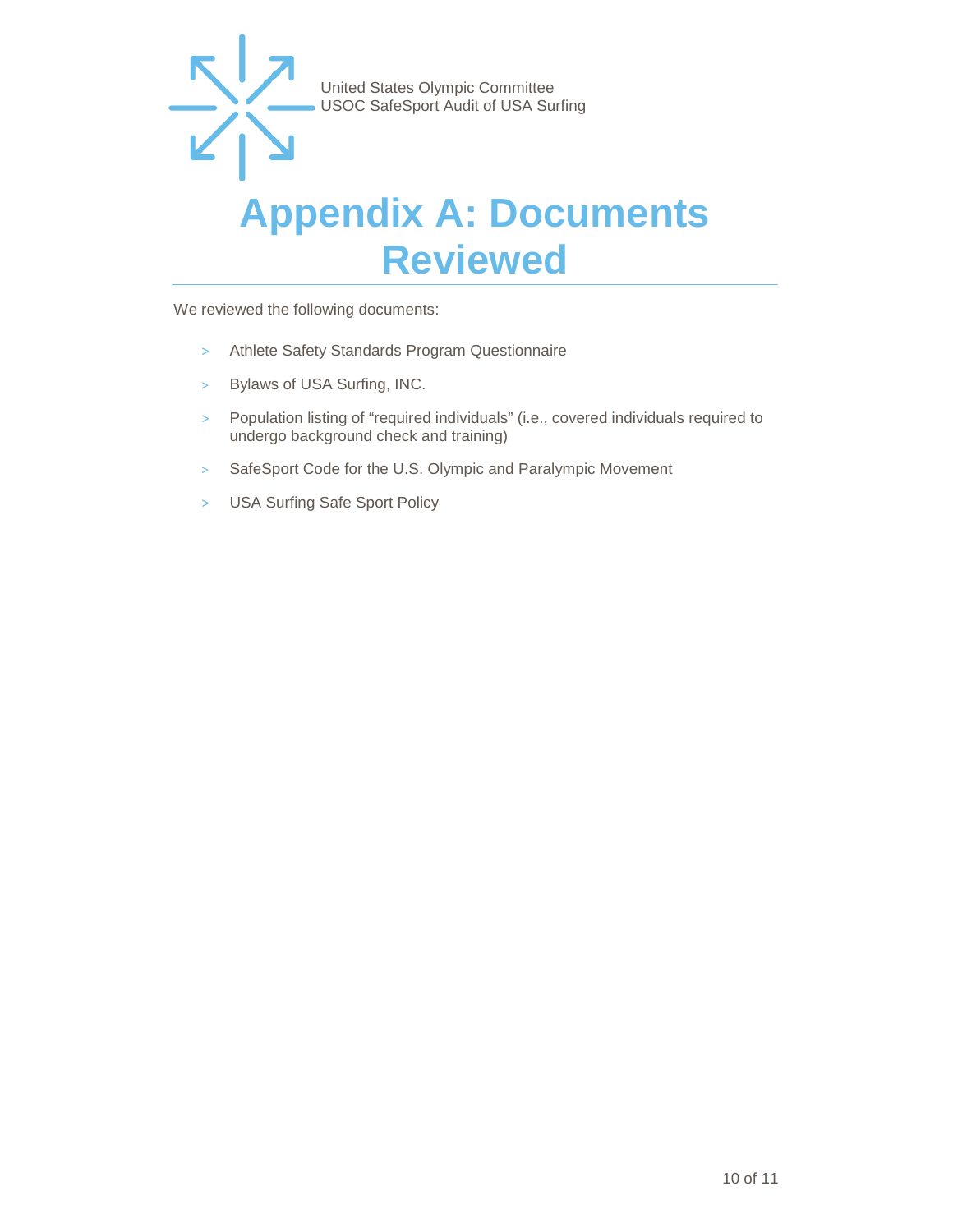# Appendix A: Documents Reviewed

We reviewed the following documents:

- Athlete Safety Standards Program Questionnaire
- Bylaws of USA Surfing, INC.
- Population listing of "required individuals" (i.e., covered individuals required to undergo background check and training)
- SafeSport Code for the U.S. Olympic and Paralympic Movement
- USA Surfing Safe Sport Policy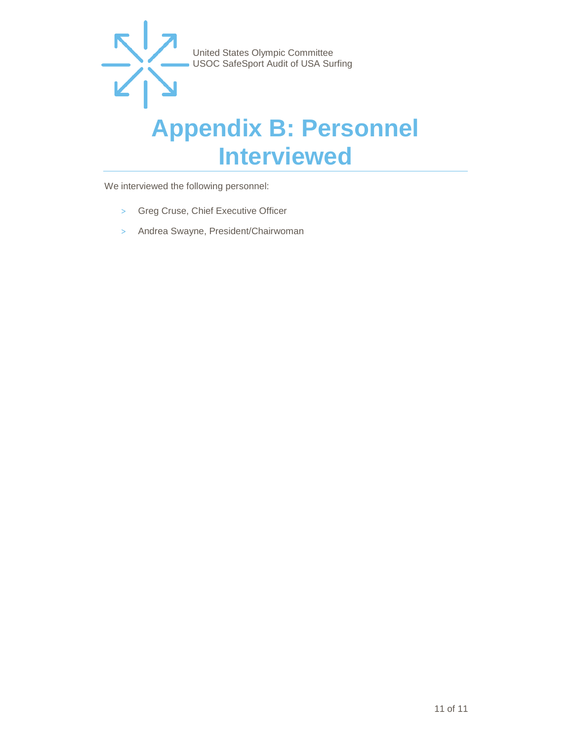# Appendix B: Personnel Interviewed

We interviewed the following personnel:

- Greg Cruse, Chief Executive Officer
- Andrea Swayne, President/Chairwoman